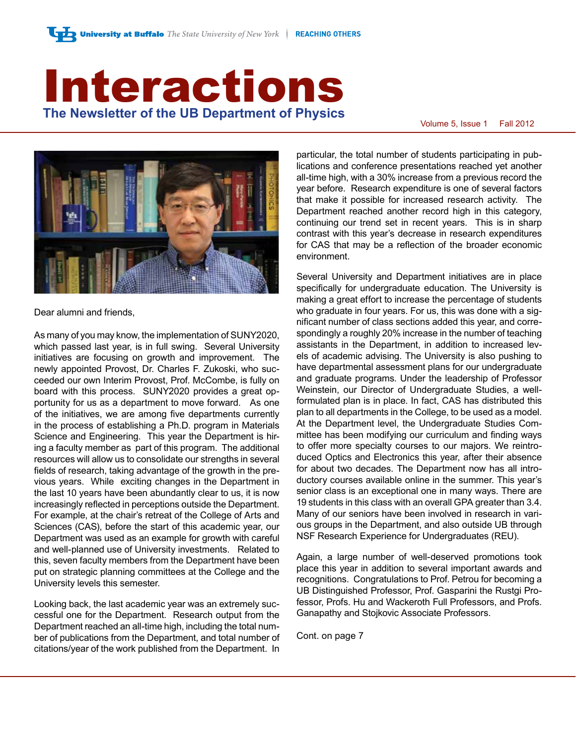# Interactions

## The Newsletter of the UB Department of Physics

Volume 5, Issue 1 Fall 2012

Dear alumni and friends,

As many of you may know, the implementation of SUNY2020, which passed last year, is in full swing. Several University initiatives are focusing on growth and improvement. The newly appointed Provost, Dr. Charles F. Zukoski, who succeeded our own Interim Provost, Prof. McCombe, is fully on board with this process. SUNY2020 provides a great opportunity for us as a department to move forward. As one of the initiatives, we are among five departments currently in the process of establishing a Ph.D. program in Materials Science and Engineering. This year the Department is hiring a faculty member as part of this program. The additional resources will allow us to consolidate our strengths in several fields of research, taking advantage of the growth in the previous years. While exciting changes in the Department in the last 10 years have been abundantly clear to us, it is now increasingly reflected in perceptions outside the Department. For example, at the chair's retreat of the College of Arts and Sciences (CAS), before the start of this academic year, our Department was used as an example for growth with careful and well-planned use of University investments. Related to this, seven faculty members from the Department have been put on strategic planning committees at the College and the University levels this semester.

Looking back, the last academic year was an extremely successful one for the Department. Research output from the Department reached an all-time high, including the total number of publications from the Department, and total number of citations/year of the work published from the Department. In particular, the total number of students participating in publications and conference presentations reached yet another all-time high, with a 30% increase from a previous record the year before. Research expenditure is one of several factors that make it possible for increased research activity. The Department reached another record high in this category, continuing our trend set in recent years. This is in sharp contrast with this year's decrease in research expenditures for CAS that may be a reflection of the broader economic environment.

Several University and Department initiatives are in place specifically for undergraduate education. The University is making a great effort to increase the percentage of students who graduate in four years. For us, this was done with a significant number of class sections added this year, and correspondingly a roughly 20% increase in the number of teaching assistants in the Department, in addition to increased levels of academic advising. The University is also pushing to have departmental assessment plans for our undergraduate and graduate programs. Under the leadership of Professor Weinstein, our Director of Undergraduate Studies, a well-formulated plan is in place. In fact, CAS has distributed this plan to all departments in the College, to be used as a model. At the Department level, the Undergraduate Studies Committee has been modifying our curriculum and finding ways to offer more specialty courses to our majors. We reintroduced Optics and Electronics this year, after their absence for about two decades. The Department now has all introductory courses available online in the summer. This year's senior class is an exceptional one in many ways. There are 19 students in this class with an overall GPA greater than 3.4. Many of our seniors have been involved in research in various groups in the Department, and also outside UB through NSF Research Experience for Undergraduates (REU).

Again, a large number of well-deserved promotions took place this year in addition to several important awards and recognitions. Congratulations to Prof. Petrou for becoming a UB Distinguished Professor, Prof. Gasparini the Rustgi Professor, Profs. Hu and Wackeroth Full Professors, and Profs. Ganapathy and Stojkovic Associate Professors.

Cont. on page 7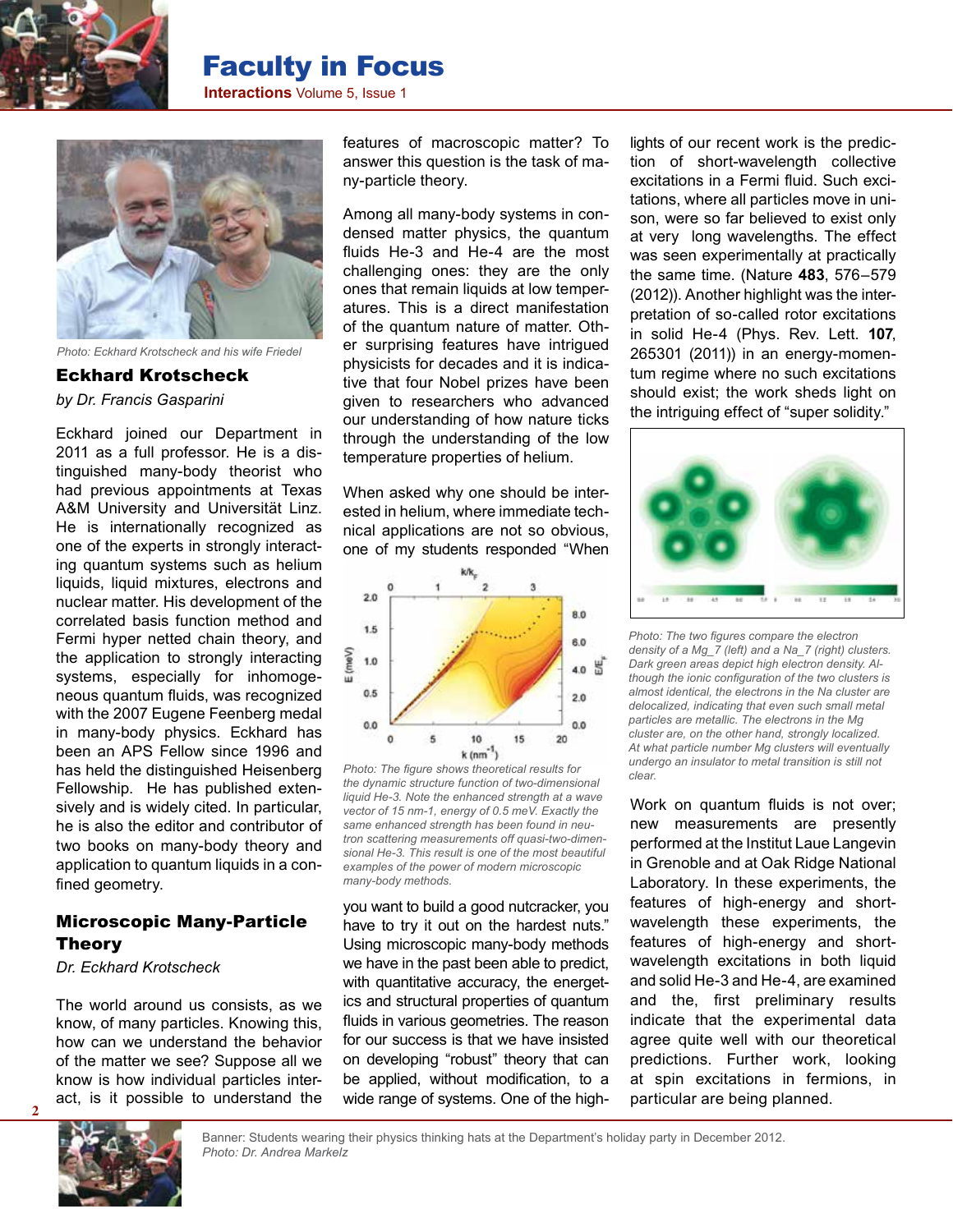# Faculty in Focus

*Photo: Eckhard Krotscheck and his wife Friedel*

## Eckhard Krotscheck

*by Dr. Francis Gasparini*

Eckhard joined our Department in 2011 as a full professor. He is a distinguished many-body theorist who had previous appointments at Texas A&M University and Universität Linz. He is internationally recognized as one of the experts in strongly interacting quantum systems such as helium liquids, liquid mixtures, electrons and nuclear matter. His development of the correlated basis function method and Fermi hyper netted chain theory, and the application to strongly interacting systems, especially for inhomogeneous quantum fluids, was recognized with the 2007 Eugene Feenberg medal in many-body physics. Eckhard has been an APS Fellow since 1996 and has held the distinguished Heisenberg Fellowship. He has published extensively and is widely cited. In particular, he is also the editor and contributor of two books on many-body theory and application to quantum liquids in a confined geometry.

## Microscopic Many-Particle Theory

*Dr. Eckhard Krotscheck*

The world around us consists, as we know, of many particles. Knowing this, how can we understand the behavior of the matter we see? Suppose all we know is how individual particles interact, is it possible to understand the features of macroscopic matter? To answer this question is the task of many-particle theory.

Among all many-body systems in condensed matter physics, the quantum fluids He-3 and He-4 are the most challenging ones: they are the only ones that remain liquids at low temperatures. This is a direct manifestation of the quantum nature of matter. Other surprising features have intrigued physicists for decades and it is indicative that four Nobel prizes have been given to researchers who advanced our understanding of how nature ticks through the understanding of the low temperature properties of helium.

When asked why one should be interested in helium, where immediate technical applications are not so obvious, one of my students responded "When you want to build a good nutcracker, you have to try it out on the hardest nuts." Using microscopic many-body methods we have in the past been able to predict, with quantitative accuracy, the energetics and structural properties of quantum fluids in various geometries. The reason for our success is that we have insisted on developing "robust" theory that can be applied, without modification, to a wide range of systems. One of the highlights of our recent work is the prediction of short-wavelength collective excitations in a Fermi fluid. Such excitations, where all particles move in unison, were so far believed to exist only at very long wavelengths. The effect was seen experimentally at practically the same time. (Nature **483**, 576–579 (2012)). Another highlight was the interpretation of so-called rotor excitations in solid He-4 (Phys. Rev. Lett. **107**, 265301 (2011)) in an energy-momentum regime where no such excitations should exist; the work sheds light on the intriguing effect of "super solidity."

*Photo: The figure shows theoretical results for the dynamic structure function of two-dimensional liquid He-3. Note the enhanced strength at a wave vector of 15 nm-1, energy of 0.5 meV. Exactly the same enhanced strength has been found in neutron scattering measurements off quasi-two-dimensional He-3. This result is one of the most beautiful examples of the power of modern microscopic many-body methods.*

*Photo: The two figures compare the electron density of a Mg_7 (left) and a Na_7 (right) clusters. Dark green areas depict high electron density. Although the ionic configuration of the two clusters is almost identical, the electrons in the Na cluster are delocalized, indicating that even such small metal particles are metallic. The electrons in the Mg cluster are, on the other hand, strongly localized. At what particle number Mg clusters will eventually undergo an insulator to metal transition is still not clear.*

Work on quantum fluids is not over; new measurements are presently performed at the Institut Laue Langevin in Grenoble and at Oak Ridge National Laboratory. In these experiments, the features of high-energy and short-wavelength these experiments, the features of high-energy and short-wavelength excitations in both liquid and solid He-3 and He-4, are examined and the, first preliminary results indicate that the experimental data agree quite well with our theoretical predictions. Further work, looking at spin excitations in fermions, in particular are being planned.

Banner: Students wearing their physics thinking hats at the Department's holiday party in December 2012.
*Photo: Dr. Andrea Markelz*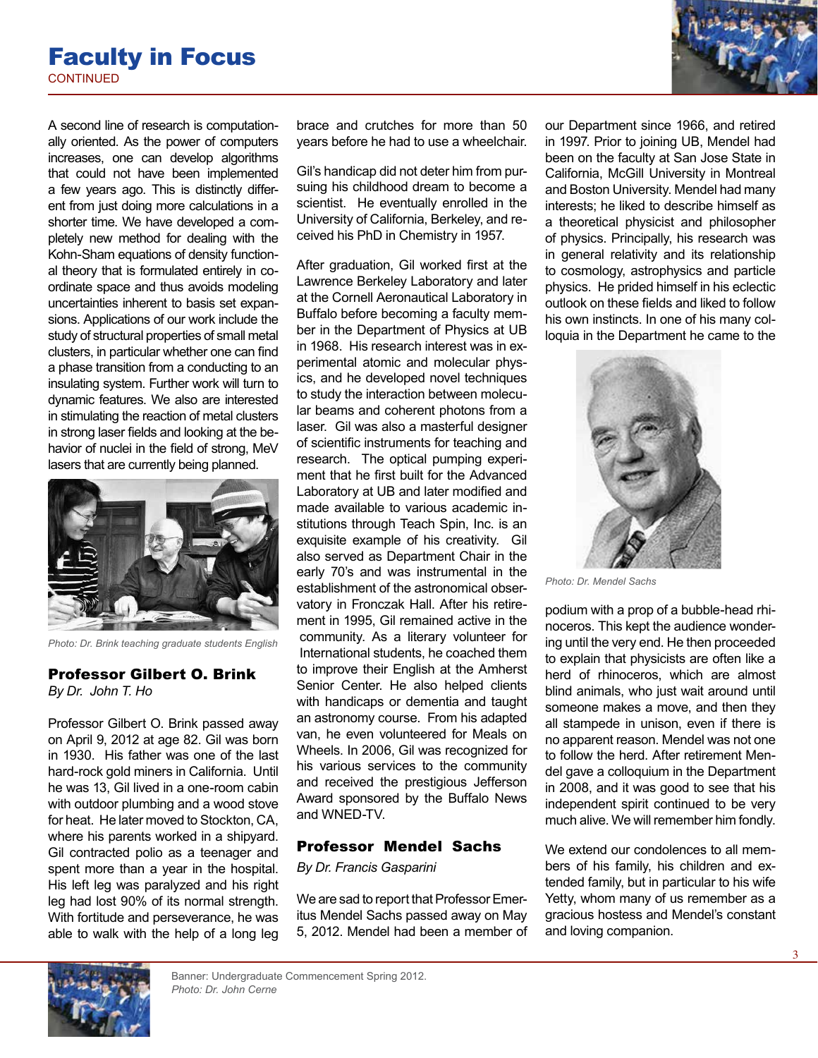# Faculty in Focus

CONTINUED

A second line of research is computationally oriented. As the power of computers increases, one can develop algorithms that could not have been implemented a few years ago. This is distinctly different from just doing more calculations in a shorter time. We have developed a completely new method for dealing with the Kohn-Sham equations of density functional theory that is formulated entirely in coordinate space and thus avoids modeling uncertainties inherent to basis set expansions. Applications of our work include the study of structural properties of small metal clusters, in particular whether one can find a phase transition from a conducting to an insulating system. Further work will turn to dynamic features. We also are interested in stimulating the reaction of metal clusters in strong laser fields and looking at the behavior of nuclei in the field of strong, MeV lasers that are currently being planned.

*Photo: Dr. Brink teaching graduate students English*

## Professor Gilbert O. Brink

*By Dr. John T. Ho*

Professor Gilbert O. Brink passed away on April 9, 2012 at age 82. Gil was born in 1930. His father was one of the last hard-rock gold miners in California. Until he was 13, Gil lived in a one-room cabin with outdoor plumbing and a wood stove for heat. He later moved to Stockton, CA, where his parents worked in a shipyard. Gil contracted polio as a teenager and spent more than a year in the hospital. His left leg was paralyzed and his right leg had lost 90% of its normal strength. With fortitude and perseverance, he was able to walk with the help of a long leg brace and crutches for more than 50 years before he had to use a wheelchair.

Gil's handicap did not deter him from pursuing his childhood dream to become a scientist. He eventually enrolled in the University of California, Berkeley, and received his PhD in Chemistry in 1957.

After graduation, Gil worked first at the Lawrence Berkeley Laboratory and later at the Cornell Aeronautical Laboratory in Buffalo before becoming a faculty member in the Department of Physics at UB in 1968. His research interest was in experimental atomic and molecular physics, and he developed novel techniques to study the interaction between molecular beams and coherent photons from a laser. Gil was also a masterful designer of scientific instruments for teaching and research. The optical pumping experiment that he first built for the Advanced Laboratory at UB and later modified and made available to various academic institutions through Teach Spin, Inc. is an exquisite example of his creativity. Gil also served as Department Chair in the early 70's and was instrumental in the establishment of the astronomical observatory in Fronczak Hall. After his retirement in 1995, Gil remained active in the community. As a literary volunteer for International students, he coached them to improve their English at the Amherst Senior Center. He also helped clients with handicaps or dementia and taught an astronomy course. From his adapted van, he even volunteered for Meals on Wheels. In 2006, Gil was recognized for his various services to the community and received the prestigious Jefferson Award sponsored by the Buffalo News and WNED-TV.

## Professor Mendel Sachs

*By Dr. Francis Gasparini*

We are sad to report that Professor Emeritus Mendel Sachs passed away on May 5, 2012. Mendel had been a member of our Department since 1966, and retired in 1997. Prior to joining UB, Mendel had been on the faculty at San Jose State in California, McGill University in Montreal and Boston University. Mendel had many interests; he liked to describe himself as a theoretical physicist and philosopher of physics. Principally, his research was in general relativity and its relationship to cosmology, astrophysics and particle physics. He prided himself in his eclectic outlook on these fields and liked to follow his own instincts. In one of his many colloquia in the Department he came to the podium with a prop of a bubble-head rhinoceros. This kept the audience wondering until the very end. He then proceeded to explain that physicists are often like a herd of rhinoceros, which are almost blind animals, who just wait around until someone makes a move, and then they all stampede in unison, even if there is no apparent reason. Mendel was not one to follow the herd. After retirement Mendel gave a colloquium in the Department in 2008, and it was good to see that his independent spirit continued to be very much alive. We will remember him fondly.

*Photo: Dr. Mendel Sachs*

We extend our condolences to all members of his family, his children and extended family, but in particular to his wife Yetty, whom many of us remember as a gracious hostess and Mendel's constant and loving companion.

Banner: Undergraduate Commencement Spring 2012.
*Photo: Dr. John Cerne*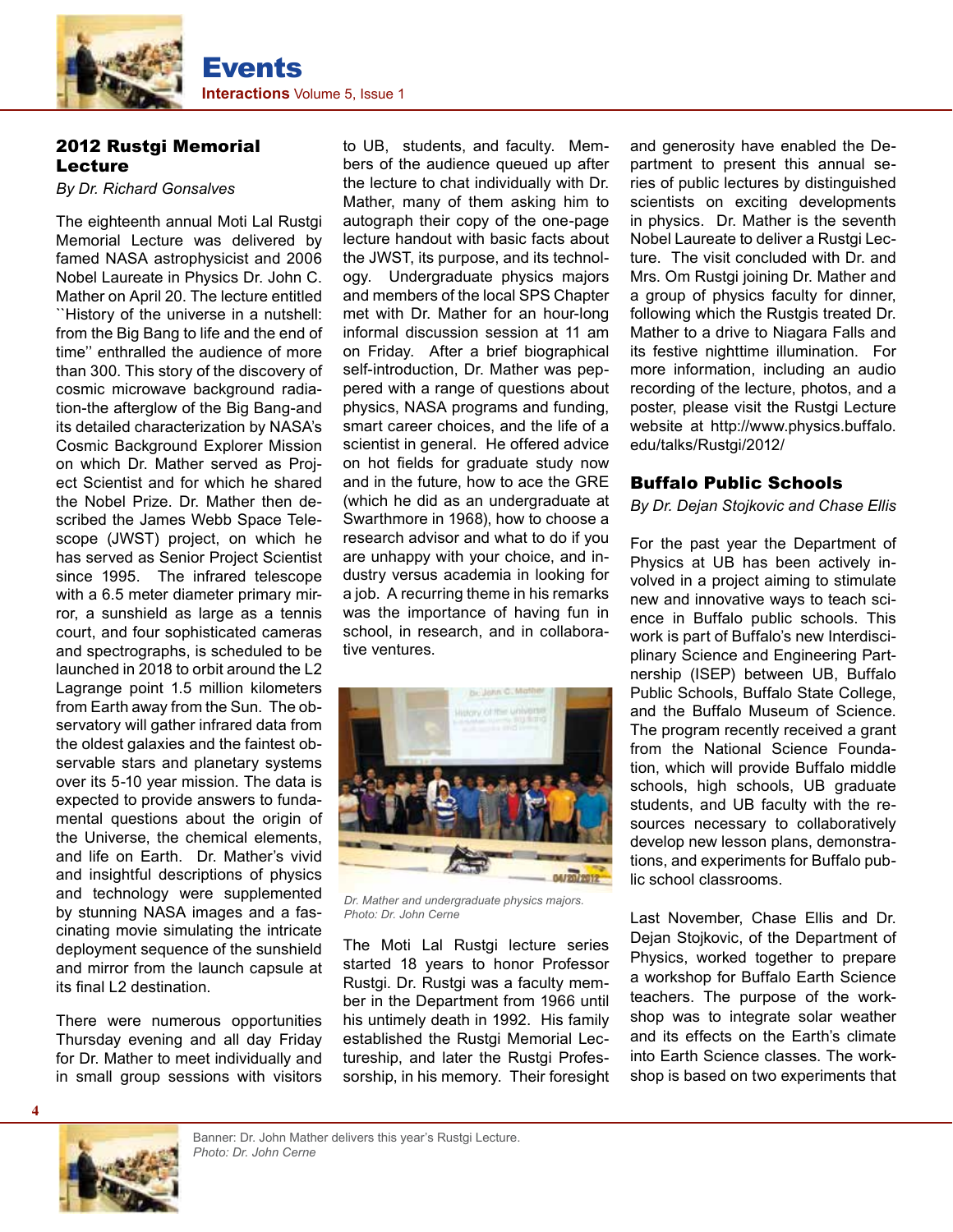## 2012 Rustgi Memorial Lecture

*By Dr. Richard Gonsalves*

The eighteenth annual Moti Lal Rustgi Memorial Lecture was delivered by famed NASA astrophysicist and 2006 Nobel Laureate in Physics Dr. John C. Mather on April 20. The lecture entitled ``History of the universe in a nutshell: from the Big Bang to life and the end of time'' enthralled the audience of more than 300. This story of the discovery of cosmic microwave background radiation-the afterglow of the Big Bang-and its detailed characterization by NASA's Cosmic Background Explorer Mission on which Dr. Mather served as Project Scientist and for which he shared the Nobel Prize. Dr. Mather then described the James Webb Space Telescope (JWST) project, on which he has served as Senior Project Scientist since 1995. The infrared telescope with a 6.5 meter diameter primary mirror, a sunshield as large as a tennis court, and four sophisticated cameras and spectrographs, is scheduled to be launched in 2018 to orbit around the L2 Lagrange point 1.5 million kilometers from Earth away from the Sun. The observatory will gather infrared data from the oldest galaxies and the faintest observable stars and planetary systems over its 5-10 year mission. The data is expected to provide answers to fundamental questions about the origin of the Universe, the chemical elements, and life on Earth. Dr. Mather's vivid and insightful descriptions of physics and technology were supplemented by stunning NASA images and a fascinating movie simulating the intricate deployment sequence of the sunshield and mirror from the launch capsule at its final L2 destination.

There were numerous opportunities Thursday evening and all day Friday for Dr. Mather to meet individually and in small group sessions with visitors to UB, students, and faculty. Members of the audience queued up after the lecture to chat individually with Dr. Mather, many of them asking him to autograph their copy of the one-page lecture handout with basic facts about the JWST, its purpose, and its technology. Undergraduate physics majors and members of the local SPS Chapter met with Dr. Mather for an hour-long informal discussion session at 11 am on Friday. After a brief biographical self-introduction, Dr. Mather was peppered with a range of questions about physics, NASA programs and funding, smart career choices, and the life of a scientist in general. He offered advice on hot fields for graduate study now and in the future, how to ace the GRE (which he did as an undergraduate at Swarthmore in 1968), how to choose a research advisor and what to do if you are unhappy with your choice, and industry versus academia in looking for a job. A recurring theme in his remarks was the importance of having fun in school, in research, and in collaborative ventures.

*Dr. Mather and undergraduate physics majors. Photo: Dr. John Cerne*

The Moti Lal Rustgi lecture series started 18 years to honor Professor Rustgi. Dr. Rustgi was a faculty member in the Department from 1966 until his untimely death in 1992. His family established the Rustgi Memorial Lectureship, and later the Rustgi Professorship, in his memory. Their foresight and generosity have enabled the Department to present this annual series of public lectures by distinguished scientists on exciting developments in physics. Dr. Mather is the seventh Nobel Laureate to deliver a Rustgi Lecture. The visit concluded with Dr. and Mrs. Om Rustgi joining Dr. Mather and a group of physics faculty for dinner, following which the Rustgis treated Dr. Mather to a drive to Niagara Falls and its festive nighttime illumination. For more information, including an audio recording of the lecture, photos, and a poster, please visit the Rustgi Lecture website at http://www.physics.buffalo.edu/talks/Rustgi/2012/

## Buffalo Public Schools

*By Dr. Dejan Stojkovic and Chase Ellis*

For the past year the Department of Physics at UB has been actively involved in a project aiming to stimulate new and innovative ways to teach science in Buffalo public schools. This work is part of Buffalo's new Interdisciplinary Science and Engineering Partnership (ISEP) between UB, Buffalo Public Schools, Buffalo State College, and the Buffalo Museum of Science. The program recently received a grant from the National Science Foundation, which will provide Buffalo middle schools, high schools, UB graduate students, and UB faculty with the resources necessary to collaboratively develop new lesson plans, demonstrations, and experiments for Buffalo public school classrooms.

Last November, Chase Ellis and Dr. Dejan Stojkovic, of the Department of Physics, worked together to prepare a workshop for Buffalo Earth Science teachers. The purpose of the workshop was to integrate solar weather and its effects on the Earth's climate into Earth Science classes. The workshop is based on two experiments that

Banner: Dr. John Mather delivers this year's Rustgi Lecture.
*Photo: Dr. John Cerne*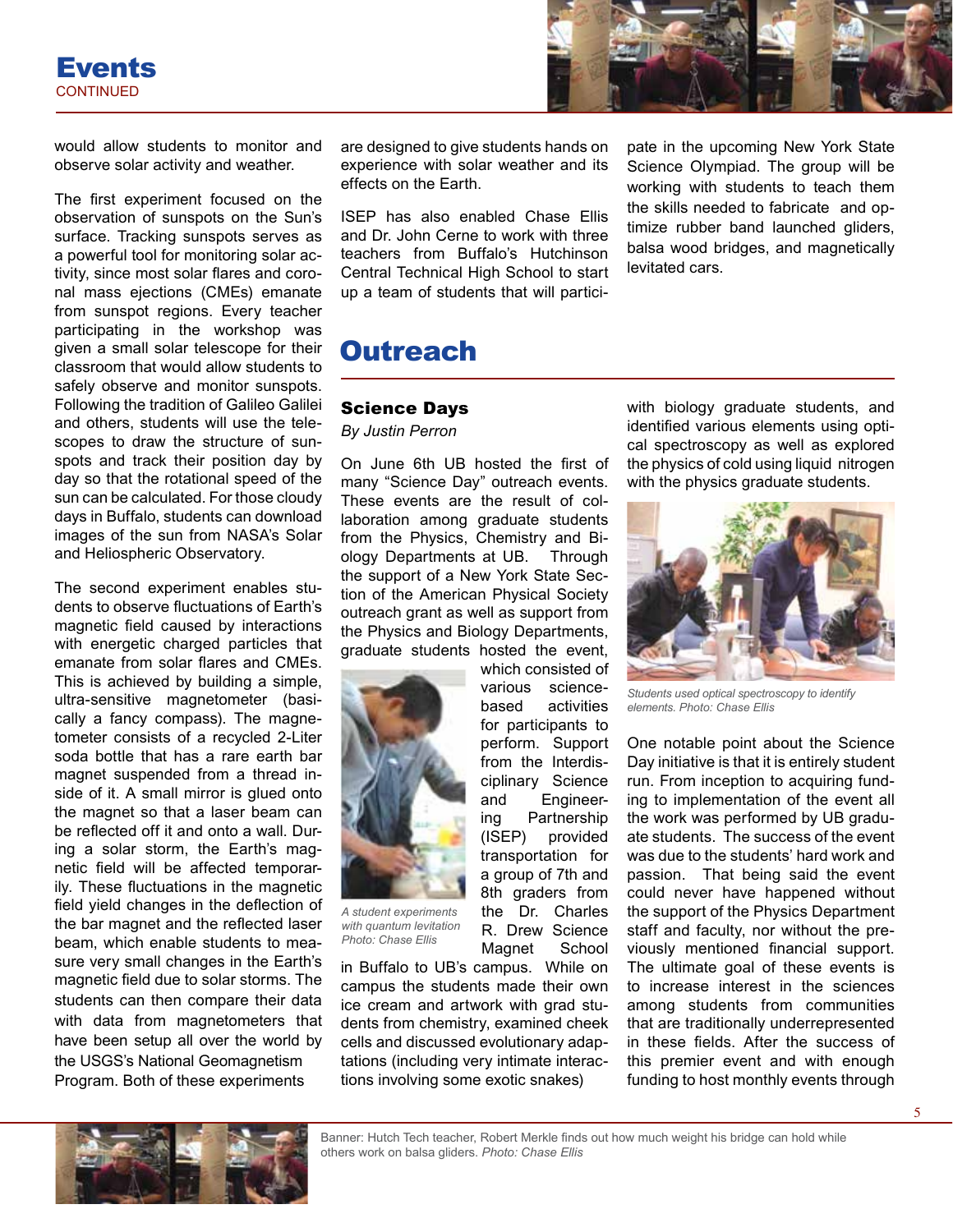## Events

CONTINUED

would allow students to monitor and observe solar activity and weather.

The first experiment focused on the observation of sunspots on the Sun's surface. Tracking sunspots serves as a powerful tool for monitoring solar activity, since most solar flares and coronal mass ejections (CMEs) emanate from sunspot regions. Every teacher participating in the workshop was given a small solar telescope for their classroom that would allow students to safely observe and monitor sunspots. Following the tradition of Galileo Galilei and others, students will use the telescopes to draw the structure of sunspots and track their position day by day so that the rotational speed of the sun can be calculated. For those cloudy days in Buffalo, students can download images of the sun from NASA's Solar and Heliospheric Observatory.

The second experiment enables students to observe fluctuations of Earth's magnetic field caused by interactions with energetic charged particles that emanate from solar flares and CMEs. This is achieved by building a simple, ultra-sensitive magnetometer (basically a fancy compass). The magnetometer consists of a recycled 2-Liter soda bottle that has a rare earth bar magnet suspended from a thread inside of it. A small mirror is glued onto the magnet so that a laser beam can be reflected off it and onto a wall. During a solar storm, the Earth's magnetic field will be affected temporarily. These fluctuations in the magnetic field yield changes in the deflection of the bar magnet and the reflected laser beam, which enable students to measure very small changes in the Earth's magnetic field due to solar storms. The students can then compare their data with data from magnetometers that have been setup all over the world by the USGS's National Geomagnetism Program. Both of these experiments are designed to give students hands on experience with solar weather and its effects on the Earth.

ISEP has also enabled Chase Ellis and Dr. John Cerne to work with three teachers from Buffalo's Hutchinson Central Technical High School to start up a team of students that will participate in the upcoming New York State Science Olympiad. The group will be working with students to teach them the skills needed to fabricate and optimize rubber band launched gliders, balsa wood bridges, and magnetically levitated cars.

# Outreach

### Science Days

*By Justin Perron*

On June 6th UB hosted the first of many "Science Day" outreach events. These events are the result of collaboration among graduate students from the Physics, Chemistry and Biology Departments at UB. Through the support of a New York State Section of the American Physical Society outreach grant as well as support from the Physics and Biology Departments, graduate students hosted the event, which consisted of various science-based activities for participants to perform. Support from the Interdisciplinary Science and Engineering Partnership (ISEP) provided transportation for a group of 7th and 8th graders from the Dr. Charles R. Drew Science Magnet School in Buffalo to UB's campus. While on campus the students made their own ice cream and artwork with grad students from chemistry, examined cheek cells and discussed evolutionary adaptations (including very intimate interactions involving some exotic snakes) with biology graduate students, and identified various elements using optical spectroscopy as well as explored the physics of cold using liquid nitrogen with the physics graduate students.

*A student experiments with quantum levitation Photo: Chase Ellis*

*Students used optical spectroscopy to identify elements. Photo: Chase Ellis*

One notable point about the Science Day initiative is that it is entirely student run. From inception to acquiring funding to implementation of the event all the work was performed by UB graduate students. The success of the event was due to the students' hard work and passion. That being said the event could never have happened without the support of the Physics Department staff and faculty, nor without the previously mentioned financial support. The ultimate goal of these events is to increase interest in the sciences among students from communities that are traditionally underrepresented in these fields. After the success of this premier event and with enough funding to host monthly events through

Banner: Hutch Tech teacher, Robert Merkle finds out how much weight his bridge can hold while others work on balsa gliders. *Photo: Chase Ellis*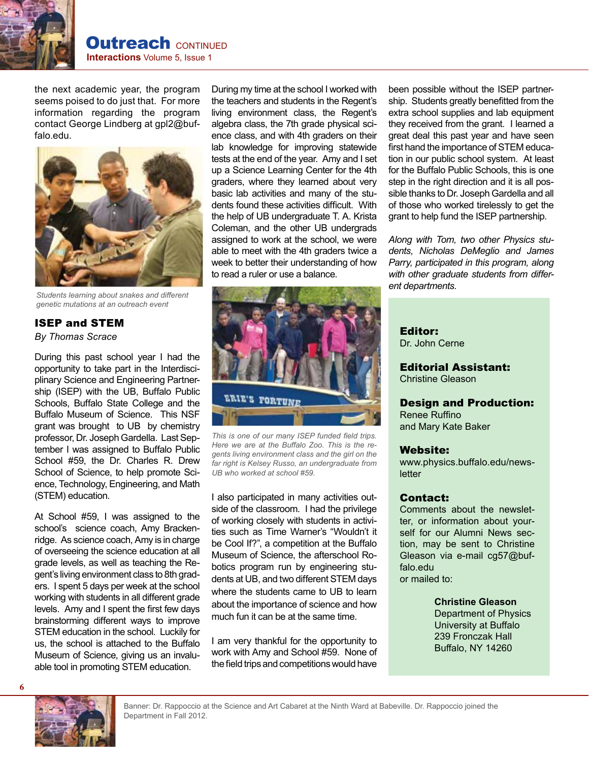the next academic year, the program seems poised to do just that. For more information regarding the program contact George Lindberg at gpl2@buffalo.edu.

Students learning about snakes and different genetic mutations at an outreach event

## ISEP and STEM

*By Thomas Scrace*

During this past school year I had the opportunity to take part in the Interdisciplinary Science and Engineering Partnership (ISEP) with the UB, Buffalo Public Schools, Buffalo State College and the Buffalo Museum of Science. This NSF grant was brought to UB by chemistry professor, Dr. Joseph Gardella. Last September I was assigned to Buffalo Public School #59, the Dr. Charles R. Drew School of Science, to help promote Science, Technology, Engineering, and Math (STEM) education.

At School #59, I was assigned to the school's science coach, Amy Brackenridge. As science coach, Amy is in charge of overseeing the science education at all grade levels, as well as teaching the Regent's living environment class to 8th graders. I spent 5 days per week at the school working with students in all different grade levels. Amy and I spent the first few days brainstorming different ways to improve STEM education in the school. Luckily for us, the school is attached to the Buffalo Museum of Science, giving us an invaluable tool in promoting STEM education.

During my time at the school I worked with the teachers and students in the Regent's living environment class, the Regent's algebra class, the 7th grade physical science class, and with 4th graders on their lab knowledge for improving statewide tests at the end of the year. Amy and I set up a Science Learning Center for the 4th graders, where they learned about very basic lab activities and many of the students found these activities difficult. With the help of UB undergraduate T. A. Krista Coleman, and the other UB undergrads assigned to work at the school, we were able to meet with the 4th graders twice a week to better their understanding of how to read a ruler or use a balance.

*This is one of our many ISEP funded field trips. Here we are at the Buffalo Zoo. This is the regents living environment class and the girl on the far right is Kelsey Russo, an undergraduate from UB who worked at school #59.*

I also participated in many activities outside of the classroom. I had the privilege of working closely with students in activities such as Time Warner's "Wouldn't it be Cool If?", a competition at the Buffalo Museum of Science, the afterschool Robotics program run by engineering students at UB, and two different STEM days where the students came to UB to learn about the importance of science and how much fun it can be at the same time.

I am very thankful for the opportunity to work with Amy and School #59. None of the field trips and competitions would have been possible without the ISEP partnership. Students greatly benefitted from the extra school supplies and lab equipment they received from the grant. I learned a great deal this past year and have seen first hand the importance of STEM education in our public school system. At least for the Buffalo Public Schools, this is one step in the right direction and it is all possible thanks to Dr. Joseph Gardella and all of those who worked tirelessly to get the grant to help fund the ISEP partnership.

*Along with Tom, two other Physics students, Nicholas DeMeglio and James Parry, participated in this program, along with other graduate students from different departments.*

**Editor:**
Dr. John Cerne

**Editorial Assistant:**
Christine Gleason

**Design and Production:**
Renee Ruffino
and Mary Kate Baker

**Website:**
www.physics.buffalo.edu/newsletter

**Contact:**
Comments about the newsletter, or information about yourself for our Alumni News section, may be sent to Christine Gleason via e-mail cg57@buffalo.edu
or mailed to:

**Christine Gleason**
Department of Physics
University at Buffalo
239 Fronczak Hall
Buffalo, NY 14260

Banner: Dr. Rappoccio at the Science and Art Cabaret at the Ninth Ward at Babeville. Dr. Rappoccio joined the Department in Fall 2012.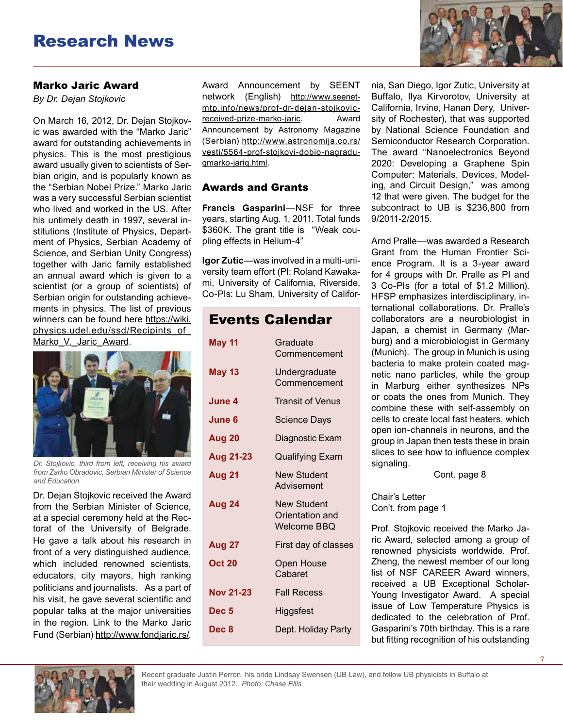# Research News

## Marko Jaric Award

*By Dr. Dejan Stojkovic*

On March 16, 2012, Dr. Dejan Stojkovic was awarded with the "Marko Jaric" award for outstanding achievements in physics. This is the most prestigious award usually given to scientists of Serbian origin, and is popularly known as the "Serbian Nobel Prize." Marko Jaric was a very successful Serbian scientist who lived and worked in the US. After his untimely death in 1997, several institutions (Institute of Physics, Department of Physics, Serbian Academy of Science, and Serbian Unity Congress) together with Jaric family established an annual award which is given to a scientist (or a group of scientists) of Serbian origin for outstanding achievements in physics. The list of previous winners can be found here https://wiki.physics.udel.edu/ssd/Recipints_of_Marko_V._Jaric_Award.

*Dr. Stojkovic, third from left, receiving his award from Zarko Obradovic, Serbian Minister of Science and Education.*

Dr. Dejan Stojkovic received the Award from the Serbian Minister of Science, at a special ceremony held at the Rectorat of the University of Belgrade. He gave a talk about his research in front of a very distinguished audience, which included renowned scientists, educators, city mayors, high ranking politicians and journalists. As a part of his visit, he gave several scientific and popular talks at the major universities in the region. Link to the Marko Jaric Fund (Serbian) http://www.fondjaric.rs/.

Award Announcement by SEENT network (English) http://www.seenet-mtp.info/news/prof-dr-dejan-stojkovic-received-prize-marko-jaric. Award Announcement by Astronomy Magazine (Serbian) http://www.astronomija.co.rs/vesti/5564-prof-stojkovi-dobio-nagradu-qmarko-jariq.html.

## Awards and Grants

**Francis Gasparini**—NSF for three years, starting Aug. 1, 2011. Total funds $360K. The grant title is "Weak coupling effects in Helium-4"

**Igor Zutic**—was involved in a multi-university team effort (PI: Roland Kawakami, University of California, Riverside, Co-PIs: Lu Sham, University of California, San Diego, Igor Zutic, University at Buffalo, Ilya Kirvorotov, University at California, Irvine, Hanan Dery, University of Rochester), that was supported by National Science Foundation and Semiconductor Research Corporation. The award "Nanoelectronics Beyond 2020: Developing a Graphene Spin Computer: Materials, Devices, Modeling, and Circuit Design," was among 12 that were given. The budget for the subcontract to UB is $236,800 from 9/2011-2/2015.

Arnd Pralle—was awarded a Research Grant from the Human Frontier Science Program. It is a 3-year award for 4 groups with Dr. Pralle as PI and 3 Co-PIs (for a total of $1.2 Million). HFSP emphasizes interdisciplinary, international collaborations. Dr. Pralle's collaborators are a neurobiologist in Japan, a chemist in Germany (Marburg) and a microbiologist in Germany (Munich). The group in Munich is using bacteria to make protein coated magnetic nano particles, while the group in Marburg either synthesizes NPs or coats the ones from Munich. They combine these with self-assembly on cells to create local fast heaters, which open ion-channels in neurons, and the group in Japan then tests these in brain slices to see how to influence complex signaling.

Cont. page 8

## Events Calendar

| Date | Event |
|---|---|
| May 11 | Graduate Commencement |
| May 13 | Undergraduate Commencement |
| June 4 | Transit of Venus |
| June 6 | Science Days |
| Aug 20 | Diagnostic Exam |
| Aug 21-23 | Qualifying Exam |
| Aug 21 | New Student Advisement |
| Aug 24 | New Student Orientation and Welcome BBQ |
| Aug 27 | First day of classes |
| Oct 20 | Open House Cabaret |
| Nov 21-23 | Fall Recess |
| Dec 5 | Higgsfest |
| Dec 8 | Dept. Holiday Party |

Chair's Letter
Con't. from page 1

Prof. Stojkovic received the Marko Jaric Award, selected among a group of renowned physicists worldwide. Prof. Zheng, the newest member of our long list of NSF CAREER Award winners, received a UB Exceptional Scholar-Young Investigator Award. A special issue of Low Temperature Physics is dedicated to the celebration of Prof. Gasparini's 70th birthday. This is a rare but fitting recognition of his outstanding

Recent graduate Justin Perron, his bride Lindsay Swensen (UB Law), and fellow UB physicists in Buffalo at their wedding in August 2012. *Photo: Chase Ellis*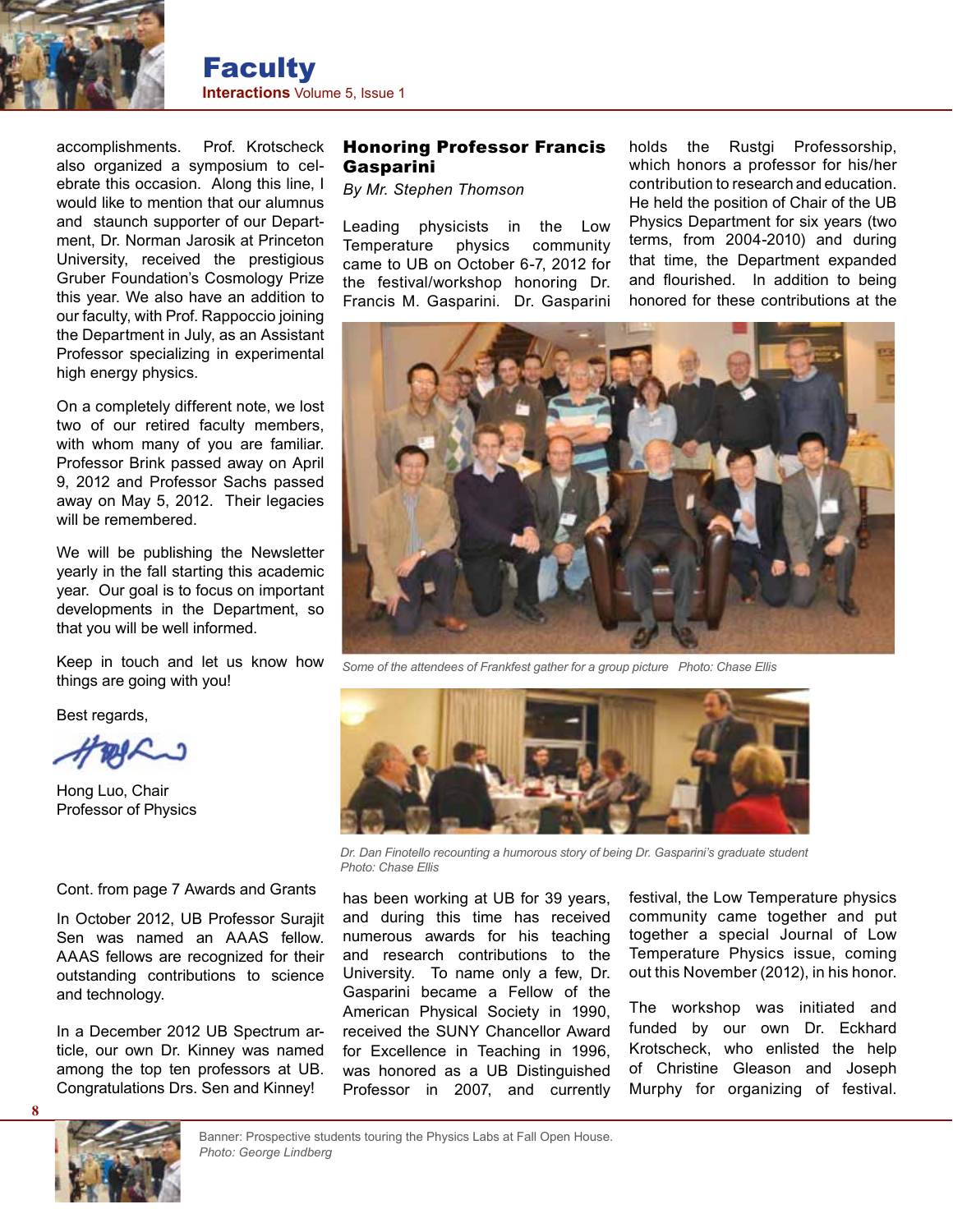accomplishments. Prof. Krotscheck also organized a symposium to celebrate this occasion. Along this line, I would like to mention that our alumnus and staunch supporter of our Department, Dr. Norman Jarosik at Princeton University, received the prestigious Gruber Foundation's Cosmology Prize this year. We also have an addition to our faculty, with Prof. Rappoccio joining the Department in July, as an Assistant Professor specializing in experimental high energy physics.

On a completely different note, we lost two of our retired faculty members, with whom many of you are familiar. Professor Brink passed away on April 9, 2012 and Professor Sachs passed away on May 5, 2012. Their legacies will be remembered.

We will be publishing the Newsletter yearly in the fall starting this academic year. Our goal is to focus on important developments in the Department, so that you will be well informed.

Keep in touch and let us know how things are going with you!

Best regards,

Hong Luo, Chair
Professor of Physics

Cont. from page 7 Awards and Grants

In October 2012, UB Professor Surajit Sen was named an AAAS fellow. AAAS fellows are recognized for their outstanding contributions to science and technology.

In a December 2012 UB Spectrum article, our own Dr. Kinney was named among the top ten professors at UB. Congratulations Drs. Sen and Kinney!

## Honoring Professor Francis Gasparini

*By Mr. Stephen Thomson*

Leading physicists in the Low Temperature physics community came to UB on October 6-7, 2012 for the festival/workshop honoring Dr. Francis M. Gasparini. Dr. Gasparini has been working at UB for 39 years, and during this time has received numerous awards for his teaching and research contributions to the University. To name only a few, Dr. Gasparini became a Fellow of the American Physical Society in 1990, received the SUNY Chancellor Award for Excellence in Teaching in 1996, was honored as a UB Distinguished Professor in 2007, and currently holds the Rustgi Professorship, which honors a professor for his/her contribution to research and education. He held the position of Chair of the UB Physics Department for six years (two terms, from 2004-2010) and during that time, the Department expanded and flourished. In addition to being honored for these contributions at the festival, the Low Temperature physics community came together and put together a special Journal of Low Temperature Physics issue, coming out this November (2012), in his honor.

*Some of the attendees of Frankfest gather for a group picture Photo: Chase Ellis*

*Dr. Dan Finotello recounting a humorous story of being Dr. Gasparini's graduate student Photo: Chase Ellis*

The workshop was initiated and funded by our own Dr. Eckhard Krotscheck, who enlisted the help of Christine Gleason and Joseph Murphy for organizing of festival.

Banner: Prospective students touring the Physics Labs at Fall Open House. *Photo: George Lindberg*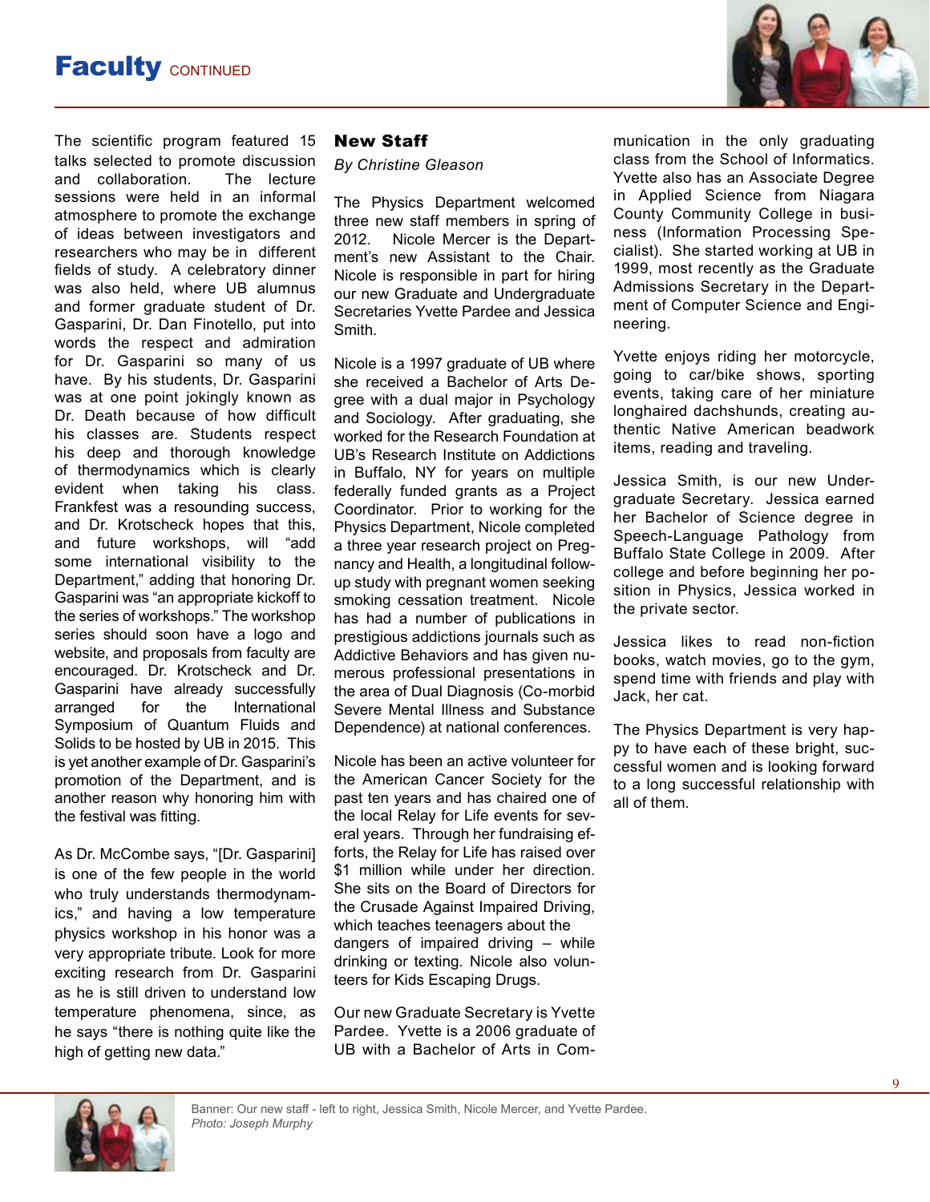# Faculty CONTINUED

The scientific program featured 15 talks selected to promote discussion and collaboration. The lecture sessions were held in an informal atmosphere to promote the exchange of ideas between investigators and researchers who may be in different fields of study. A celebratory dinner was also held, where UB alumnus and former graduate student of Dr. Gasparini, Dr. Dan Finotello, put into words the respect and admiration for Dr. Gasparini so many of us have. By his students, Dr. Gasparini was at one point jokingly known as Dr. Death because of how difficult his classes are. Students respect his deep and thorough knowledge of thermodynamics which is clearly evident when taking his class. Frankfest was a resounding success, and Dr. Krotscheck hopes that this, and future workshops, will "add some international visibility to the Department," adding that honoring Dr. Gasparini was "an appropriate kickoff to the series of workshops." The workshop series should soon have a logo and website, and proposals from faculty are encouraged. Dr. Krotscheck and Dr. Gasparini have already successfully arranged for the International Symposium of Quantum Fluids and Solids to be hosted by UB in 2015. This is yet another example of Dr. Gasparini's promotion of the Department, and is another reason why honoring him with the festival was fitting.

As Dr. McCombe says, "[Dr. Gasparini] is one of the few people in the world who truly understands thermodynamics," and having a low temperature physics workshop in his honor was a very appropriate tribute. Look for more exciting research from Dr. Gasparini as he is still driven to understand low temperature phenomena, since, as he says "there is nothing quite like the high of getting new data."

## New Staff

*By Christine Gleason*

The Physics Department welcomed three new staff members in spring of 2012. Nicole Mercer is the Department's new Assistant to the Chair. Nicole is responsible in part for hiring our new Graduate and Undergraduate Secretaries Yvette Pardee and Jessica Smith.

Nicole is a 1997 graduate of UB where she received a Bachelor of Arts Degree with a dual major in Psychology and Sociology. After graduating, she worked for the Research Foundation at UB's Research Institute on Addictions in Buffalo, NY for years on multiple federally funded grants as a Project Coordinator. Prior to working for the Physics Department, Nicole completed a three year research project on Pregnancy and Health, a longitudinal follow-up study with pregnant women seeking smoking cessation treatment. Nicole has had a number of publications in prestigious addictions journals such as Addictive Behaviors and has given numerous professional presentations in the area of Dual Diagnosis (Co-morbid Severe Mental Illness and Substance Dependence) at national conferences.

Nicole has been an active volunteer for the American Cancer Society for the past ten years and has chaired one of the local Relay for Life events for several years. Through her fundraising efforts, the Relay for Life has raised over $1 million while under her direction. She sits on the Board of Directors for the Crusade Against Impaired Driving, which teaches teenagers about the dangers of impaired driving – while drinking or texting. Nicole also volunteers for Kids Escaping Drugs.

Our new Graduate Secretary is Yvette Pardee. Yvette is a 2006 graduate of UB with a Bachelor of Arts in Communication in the only graduating class from the School of Informatics. Yvette also has an Associate Degree in Applied Science from Niagara County Community College in business (Information Processing Specialist). She started working at UB in 1999, most recently as the Graduate Admissions Secretary in the Department of Computer Science and Engineering.

Yvette enjoys riding her motorcycle, going to car/bike shows, sporting events, taking care of her miniature longhaired dachshunds, creating authentic Native American beadwork items, reading and traveling.

Jessica Smith, is our new Undergraduate Secretary. Jessica earned her Bachelor of Science degree in Speech-Language Pathology from Buffalo State College in 2009. After college and before beginning her position in Physics, Jessica worked in the private sector.

Jessica likes to read non-fiction books, watch movies, go to the gym, spend time with friends and play with Jack, her cat.

The Physics Department is very happy to have each of these bright, successful women and is looking forward to a long successful relationship with all of them.

Banner: Our new staff - left to right, Jessica Smith, Nicole Mercer, and Yvette Pardee.
*Photo: Joseph Murphy*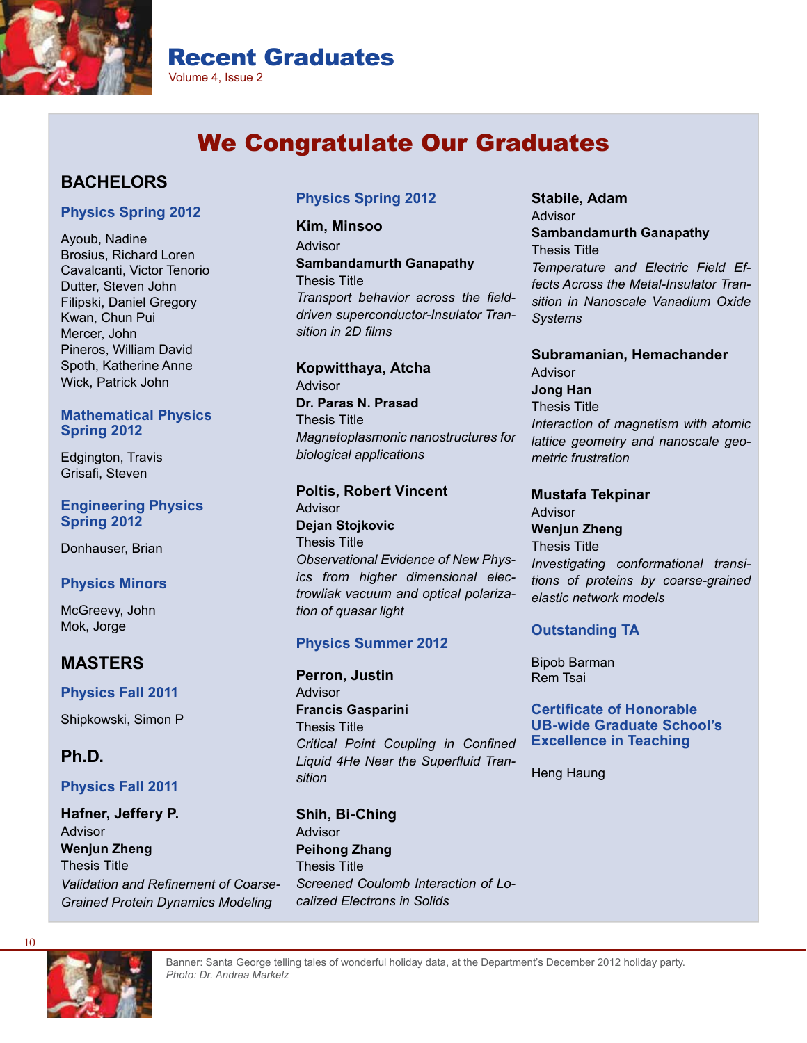# We Congratulate Our Graduates

## BACHELORS

### Physics Spring 2012

Ayoub, Nadine
Brosius, Richard Loren
Cavalcanti, Victor Tenorio
Dutter, Steven John
Filipski, Daniel Gregory
Kwan, Chun Pui
Mercer, John
Pineros, William David
Spoth, Katherine Anne
Wick, Patrick John

### Mathematical Physics Spring 2012

Edgington, Travis
Grisafi, Steven

### Engineering Physics Spring 2012

Donhauser, Brian

### Physics Minors

McGreevy, John
Mok, Jorge

## MASTERS

### Physics Fall 2011

Shipkowski, Simon P

## Ph.D.

### Physics Fall 2011

**Hafner, Jeffery P.**
Advisor
**Wenjun Zheng**
Thesis Title
*Validation and Refinement of Coarse-Grained Protein Dynamics Modeling*

### Physics Spring 2012

**Kim, Minsoo**
Advisor
**Sambandamurth Ganapathy**
Thesis Title
*Transport behavior across the field-driven superconductor-Insulator Transition in 2D films*

**Kopwitthaya, Atcha**
Advisor
**Dr. Paras N. Prasad**
Thesis Title
*Magnetoplasmonic nanostructures for biological applications*

**Poltis, Robert Vincent**
Advisor
**Dejan Stojkovic**
Thesis Title
*Observational Evidence of New Physics from higher dimensional electrowliak vacuum and optical polarization of quasar light*

### Physics Summer 2012

**Perron, Justin**
Advisor
**Francis Gasparini**
Thesis Title
*Critical Point Coupling in Confined Liquid 4He Near the Superfluid Transition*

**Shih, Bi-Ching**
Advisor
**Peihong Zhang**
Thesis Title
*Screened Coulomb Interaction of Localized Electrons in Solids*

**Stabile, Adam**
Advisor
**Sambandamurth Ganapathy**
Thesis Title
*Temperature and Electric Field Effects Across the Metal-Insulator Transition in Nanoscale Vanadium Oxide Systems*

**Subramanian, Hemachander**
Advisor
**Jong Han**
Thesis Title
*Interaction of magnetism with atomic lattice geometry and nanoscale geometric frustration*

**Mustafa Tekpinar**
Advisor
**Wenjun Zheng**
Thesis Title
*Investigating conformational transitions of proteins by coarse-grained elastic network models*

### Outstanding TA

Bipob Barman
Rem Tsai

### Certificate of Honorable UB-wide Graduate School's Excellence in Teaching

Heng Haung

Banner: Santa George telling tales of wonderful holiday data, at the Department's December 2012 holiday party.
*Photo: Dr. Andrea Markelz*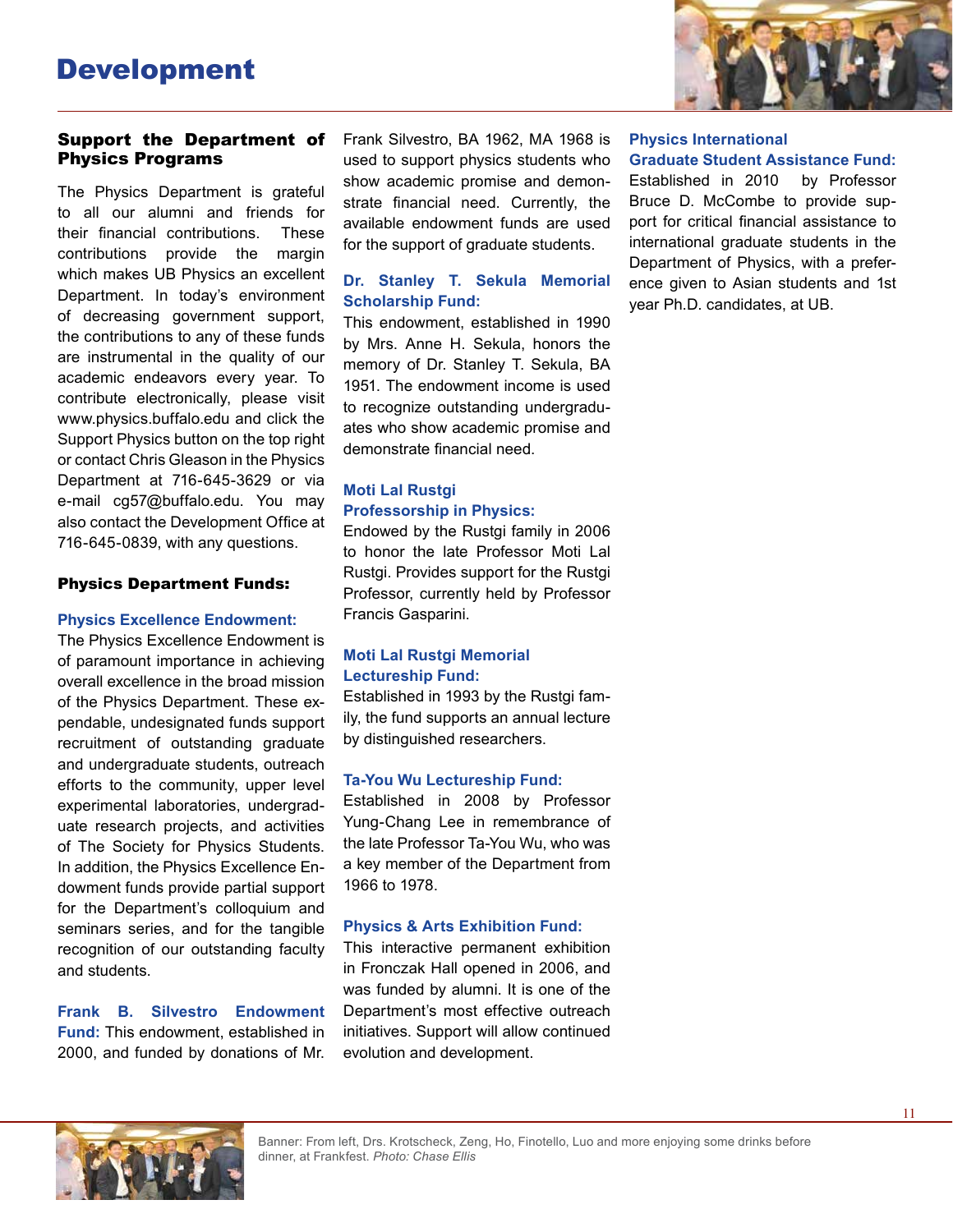# Development

## Support the Department of Physics Programs

The Physics Department is grateful to all our alumni and friends for their financial contributions. These contributions provide the margin which makes UB Physics an excellent Department. In today's environment of decreasing government support, the contributions to any of these funds are instrumental in the quality of our academic endeavors every year. To contribute electronically, please visit www.physics.buffalo.edu and click the Support Physics button on the top right or contact Chris Gleason in the Physics Department at 716-645-3629 or via e-mail cg57@buffalo.edu. You may also contact the Development Office at 716-645-0839, with any questions.

### Physics Department Funds:

**Physics Excellence Endowment:**
The Physics Excellence Endowment is of paramount importance in achieving overall excellence in the broad mission of the Physics Department. These expendable, undesignated funds support recruitment of outstanding graduate and undergraduate students, outreach efforts to the community, upper level experimental laboratories, undergraduate research projects, and activities of The Society for Physics Students. In addition, the Physics Excellence Endowment funds provide partial support for the Department's colloquium and seminars series, and for the tangible recognition of our outstanding faculty and students.

**Frank B. Silvestro Endowment Fund:** This endowment, established in 2000, and funded by donations of Mr. Frank Silvestro, BA 1962, MA 1968 is used to support physics students who show academic promise and demonstrate financial need. Currently, the available endowment funds are used for the support of graduate students.

**Dr. Stanley T. Sekula Memorial Scholarship Fund:**
This endowment, established in 1990 by Mrs. Anne H. Sekula, honors the memory of Dr. Stanley T. Sekula, BA 1951. The endowment income is used to recognize outstanding undergraduates who show academic promise and demonstrate financial need.

**Moti Lal Rustgi Professorship in Physics:**
Endowed by the Rustgi family in 2006 to honor the late Professor Moti Lal Rustgi. Provides support for the Rustgi Professor, currently held by Professor Francis Gasparini.

**Moti Lal Rustgi Memorial Lectureship Fund:**
Established in 1993 by the Rustgi family, the fund supports an annual lecture by distinguished researchers.

**Ta-You Wu Lectureship Fund:**
Established in 2008 by Professor Yung-Chang Lee in remembrance of the late Professor Ta-You Wu, who was a key member of the Department from 1966 to 1978.

**Physics & Arts Exhibition Fund:**
This interactive permanent exhibition in Fronczak Hall opened in 2006, and was funded by alumni. It is one of the Department's most effective outreach initiatives. Support will allow continued evolution and development.

**Physics International Graduate Student Assistance Fund:**
Established in 2010 by Professor Bruce D. McCombe to provide support for critical financial assistance to international graduate students in the Department of Physics, with a preference given to Asian students and 1st year Ph.D. candidates, at UB.

Banner: From left, Drs. Krotscheck, Zeng, Ho, Finotello, Luo and more enjoying some drinks before dinner, at Frankfest. *Photo: Chase Ellis*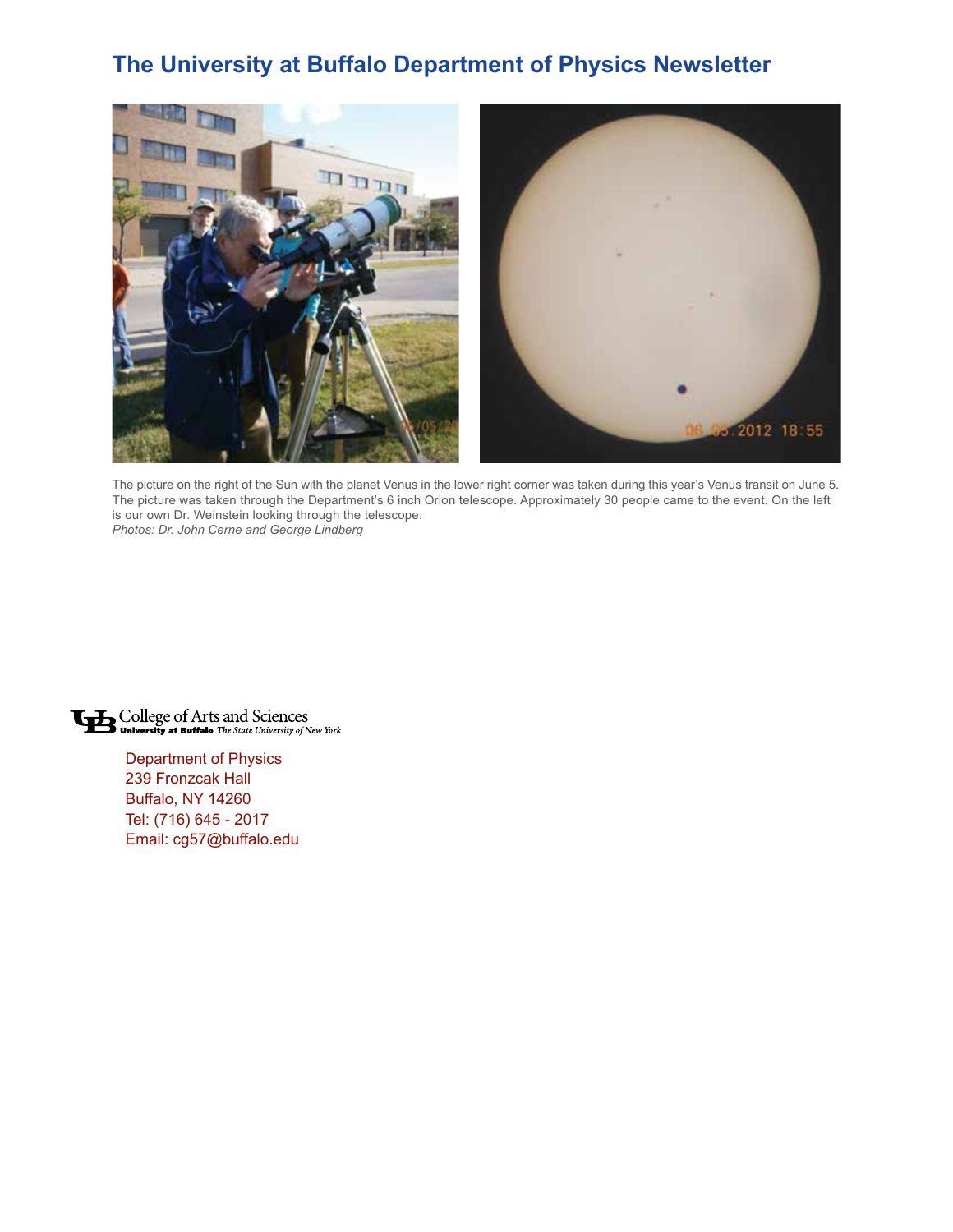## The University at Buffalo Department of Physics Newsletter

The picture on the right of the Sun with the planet Venus in the lower right corner was taken during this year's Venus transit on June 5. The picture was taken through the Department's 6 inch Orion telescope. Approximately 30 people came to the event. On the left is our own Dr. Weinstein looking through the telescope.
*Photos: Dr. John Cerne and George Lindberg*

College of Arts and Sciences
**University at Buffalo** *The State University of New York*

Department of Physics
239 Fronzcak Hall
Buffalo, NY 14260
Tel: (716) 645 - 2017
Email: cg57@buffalo.edu